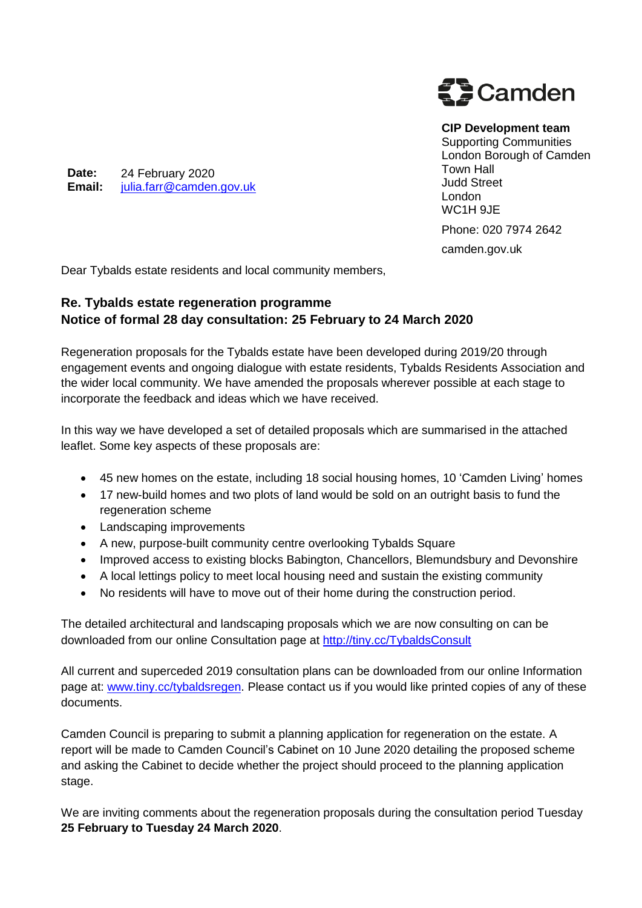Camden

**CIP Development team**
Supporting Communities
London Borough of Camden
Town Hall
Judd Street
London
WC1H 9JE

Phone: 020 7974 2642

camden.gov.uk

**Date:** 24 February 2020
**Email:** julia.farr@camden.gov.uk

Dear Tybalds estate residents and local community members,

## Re. Tybalds estate regeneration programme
## Notice of formal 28 day consultation: 25 February to 24 March 2020

Regeneration proposals for the Tybalds estate have been developed during 2019/20 through engagement events and ongoing dialogue with estate residents, Tybalds Residents Association and the wider local community. We have amended the proposals wherever possible at each stage to incorporate the feedback and ideas which we have received.

In this way we have developed a set of detailed proposals which are summarised in the attached leaflet. Some key aspects of these proposals are:

- 45 new homes on the estate, including 18 social housing homes, 10 'Camden Living' homes
- 17 new-build homes and two plots of land would be sold on an outright basis to fund the regeneration scheme
- Landscaping improvements
- A new, purpose-built community centre overlooking Tybalds Square
- Improved access to existing blocks Babington, Chancellors, Blemundsbury and Devonshire
- A local lettings policy to meet local housing need and sustain the existing community
- No residents will have to move out of their home during the construction period.

The detailed architectural and landscaping proposals which we are now consulting on can be downloaded from our online Consultation page at http://tiny.cc/TybaldsConsult

All current and superceded 2019 consultation plans can be downloaded from our online Information page at: www.tiny.cc/tybaldsregen. Please contact us if you would like printed copies of any of these documents.

Camden Council is preparing to submit a planning application for regeneration on the estate. A report will be made to Camden Council's Cabinet on 10 June 2020 detailing the proposed scheme and asking the Cabinet to decide whether the project should proceed to the planning application stage.

We are inviting comments about the regeneration proposals during the consultation period Tuesday **25 February to Tuesday 24 March 2020**.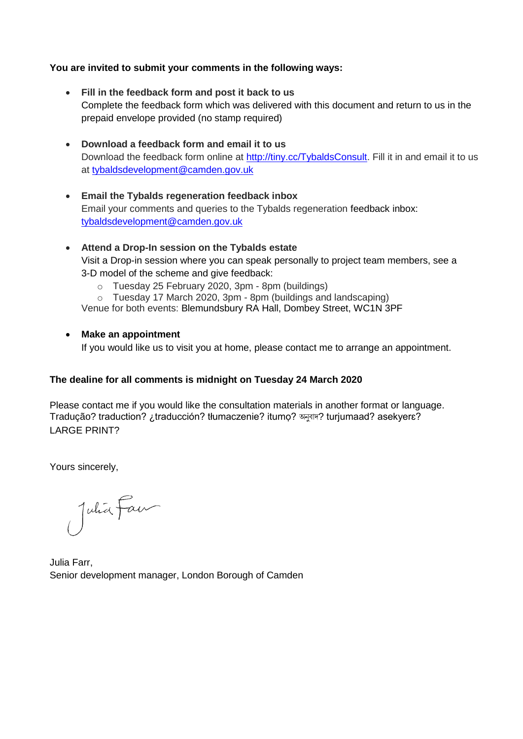**You are invited to submit your comments in the following ways:**

- **Fill in the feedback form and post it back to us**
  Complete the feedback form which was delivered with this document and return to us in the prepaid envelope provided (no stamp required)

- **Download a feedback form and email it to us**
  Download the feedback form online at http://tiny.cc/TybaldsConsult. Fill it in and email it to us at tybaldsdevelopment@camden.gov.uk

- **Email the Tybalds regeneration feedback inbox**
  Email your comments and queries to the Tybalds regeneration feedback inbox: tybaldsdevelopment@camden.gov.uk

- **Attend a Drop-In session on the Tybalds estate**
  Visit a Drop-in session where you can speak personally to project team members, see a 3-D model of the scheme and give feedback:
  - Tuesday 25 February 2020, 3pm - 8pm (buildings)
  - Tuesday 17 March 2020, 3pm - 8pm (buildings and landscaping)

  Venue for both events: Blemundsbury RA Hall, Dombey Street, WC1N 3PF

- **Make an appointment**
  If you would like us to visit you at home, please contact me to arrange an appointment.

**The dealine for all comments is midnight on Tuesday 24 March 2020**

Please contact me if you would like the consultation materials in another format or language. Tradução? traduction? ¿traducción? tłumaczenie? itumọ? অনুবাদ? turjumaad? asekyerɛ? LARGE PRINT?

Yours sincerely,

Julia Farr

Julia Farr,
Senior development manager, London Borough of Camden